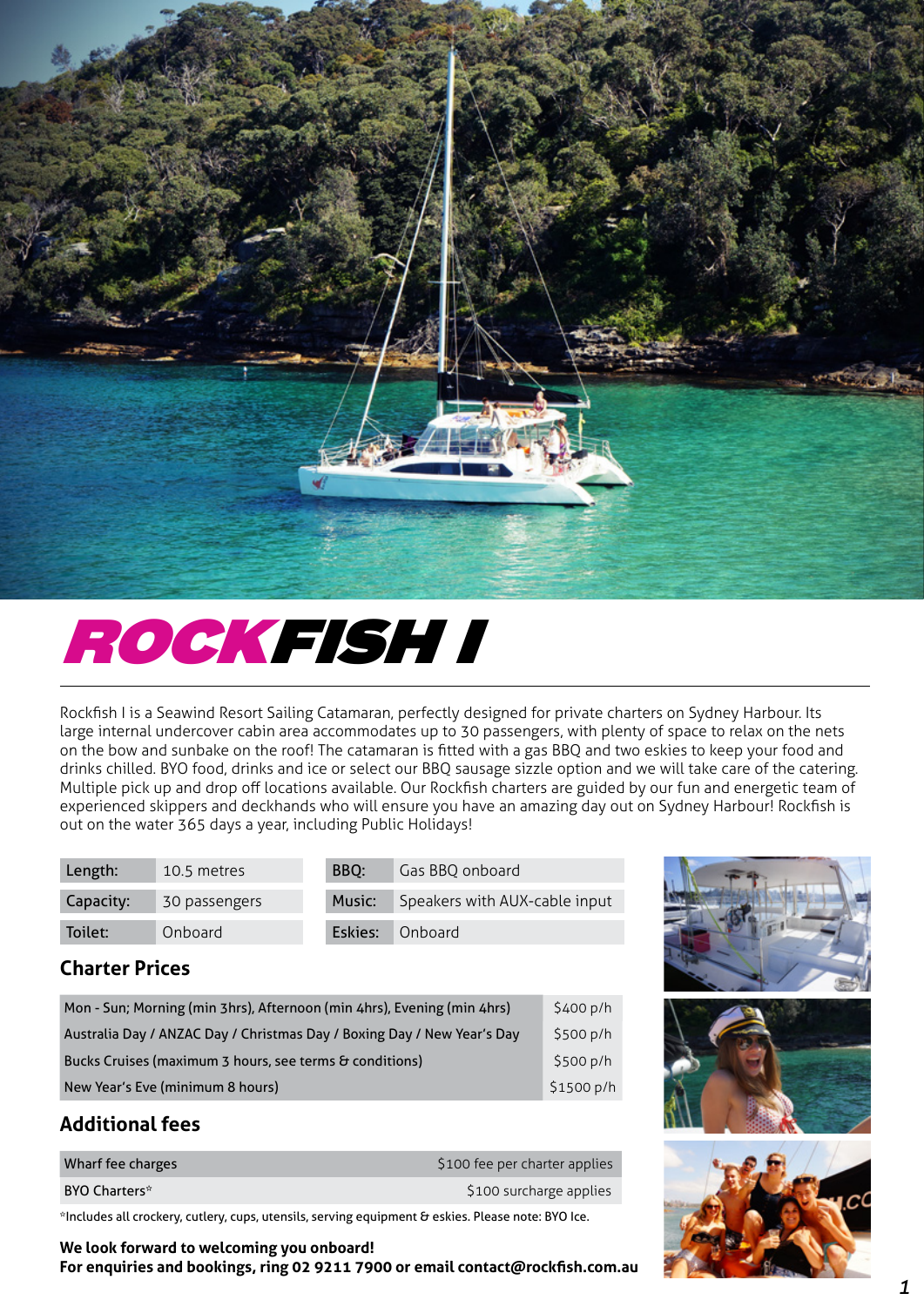# ROCKFISH I

Rockfish I is a Seawind Resort Sailing Catamaran, perfectly designed for private charters on Sydney Harbour. Its large internal undercover cabin area accommodates up to 30 passengers, with plenty of space to relax on the nets on the bow and sunbake on the roof! The catamaran is fitted with a gas BBQ and two eskies to keep your food and drinks chilled. BYO food, drinks and ice or select our BBQ sausage sizzle option and we will take care of the catering. Multiple pick up and drop off locations available. Our Rockfish charters are guided by our fun and energetic team of experienced skippers and deckhands who will ensure you have an amazing day out on Sydney Harbour! Rockfish is out on the water 365 days a year, including Public Holidays!

| | | | |
|---|---|---|---|
| Length: | 10.5 metres | BBQ: | Gas BBQ onboard |
| Capacity: | 30 passengers | Music: | Speakers with AUX-cable input |
| Toilet: | Onboard | Eskies: | Onboard |

## Charter Prices

| | |
|---|---|
| Mon - Sun; Morning (min 3hrs), Afternoon (min 4hrs), Evening (min 4hrs) | $400 p/h |
| Australia Day / ANZAC Day / Christmas Day / Boxing Day / New Year's Day | $500 p/h |
| Bucks Cruises (maximum 3 hours, see terms & conditions) | $500 p/h |
| New Year's Eve (minimum 8 hours) | $1500 p/h |

## Additional fees

| | |
|---|---|
| Wharf fee charges | $100 fee per charter applies |
| BYO Charters* | $100 surcharge applies |

*Includes all crockery, cutlery, cups, utensils, serving equipment & eskies. Please note: BYO Ice.

**We look forward to welcoming you onboard!**
**For enquiries and bookings, ring 02 9211 7900 or email contact@rockfish.com.au**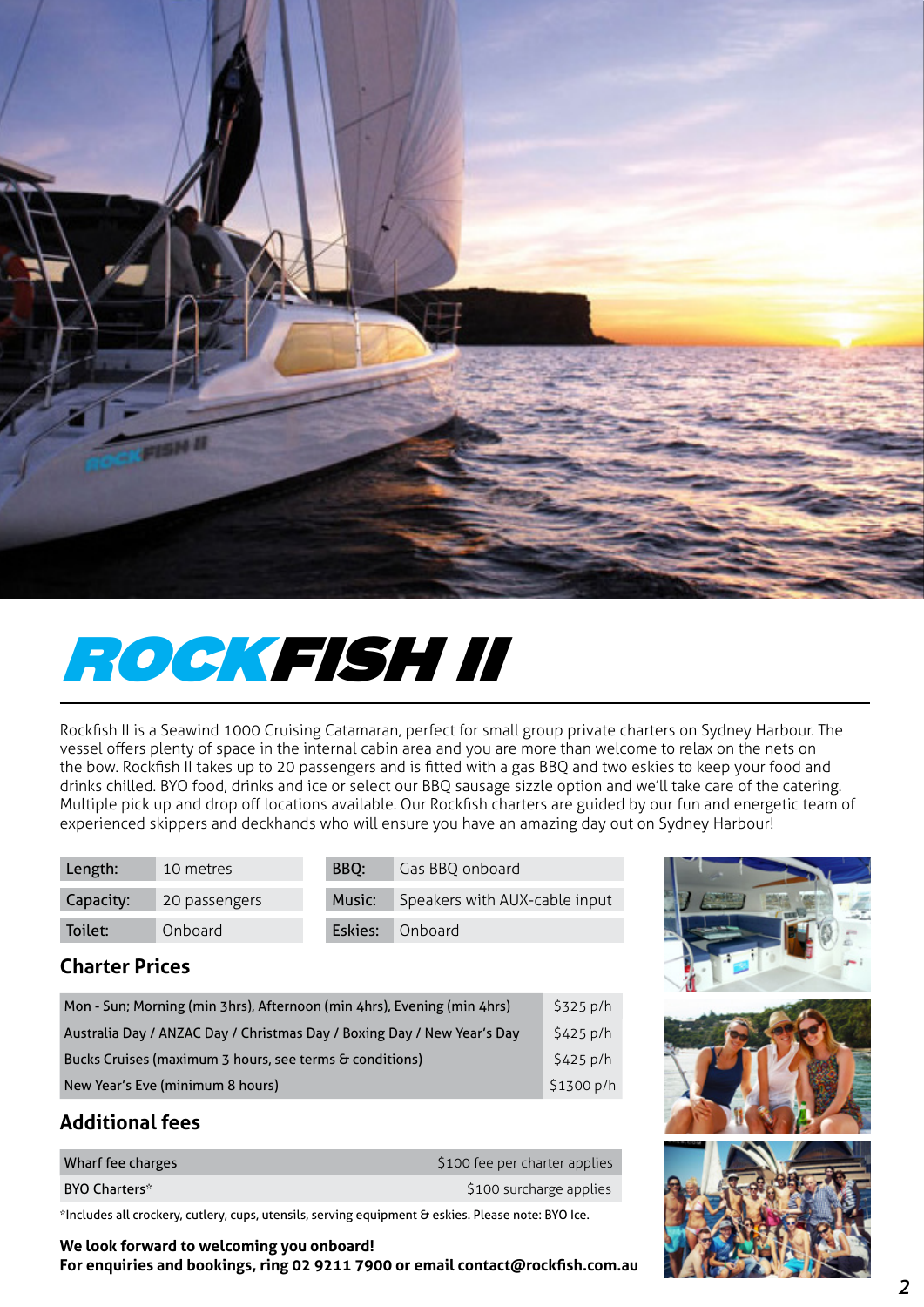# ROCKFISH II

Rockfish II is a Seawind 1000 Cruising Catamaran, perfect for small group private charters on Sydney Harbour. The vessel offers plenty of space in the internal cabin area and you are more than welcome to relax on the nets on the bow. Rockfish II takes up to 20 passengers and is fitted with a gas BBQ and two eskies to keep your food and drinks chilled. BYO food, drinks and ice or select our BBQ sausage sizzle option and we'll take care of the catering. Multiple pick up and drop off locations available. Our Rockfish charters are guided by our fun and energetic team of experienced skippers and deckhands who will ensure you have an amazing day out on Sydney Harbour!

| | | | |
|---|---|---|---|
| Length: | 10 metres | BBQ: | Gas BBQ onboard |
| Capacity: | 20 passengers | Music: | Speakers with AUX-cable input |
| Toilet: | Onboard | Eskies: | Onboard |

## Charter Prices

| | |
|---|---|
| Mon - Sun; Morning (min 3hrs), Afternoon (min 4hrs), Evening (min 4hrs) | $325 p/h |
| Australia Day / ANZAC Day / Christmas Day / Boxing Day / New Year's Day | $425 p/h |
| Bucks Cruises (maximum 3 hours, see terms & conditions) | $425 p/h |
| New Year's Eve (minimum 8 hours) | $1300 p/h |

## Additional fees

| | |
|---|---|
| Wharf fee charges | $100 fee per charter applies |
| BYO Charters* | $100 surcharge applies |

*Includes all crockery, cutlery, cups, utensils, serving equipment & eskies. Please note: BYO Ice.

**We look forward to welcoming you onboard!**
**For enquiries and bookings, ring 02 9211 7900 or email contact@rockfish.com.au**